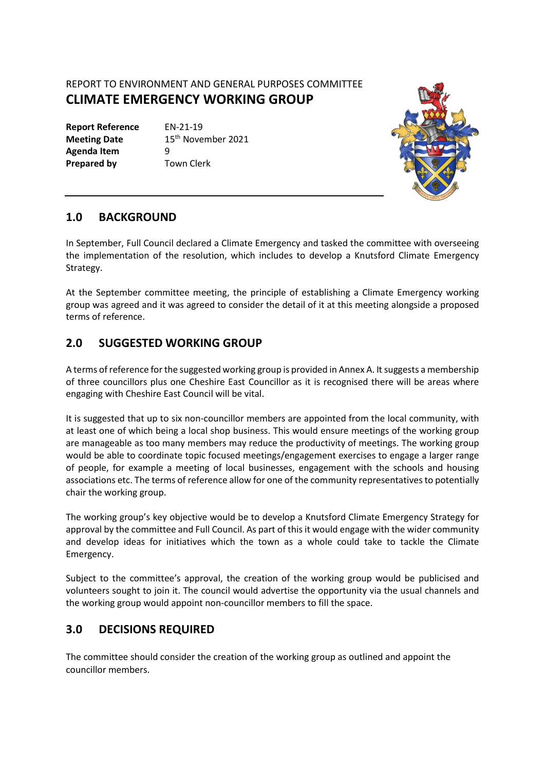REPORT TO ENVIRONMENT AND GENERAL PURPOSES COMMITTEE

# CLIMATE EMERGENCY WORKING GROUP

**Report Reference** EN-21-19
**Meeting Date** 15th November 2021
**Agenda Item** 9
**Prepared by** Town Clerk

## 1.0 BACKGROUND

In September, Full Council declared a Climate Emergency and tasked the committee with overseeing the implementation of the resolution, which includes to develop a Knutsford Climate Emergency Strategy.

At the September committee meeting, the principle of establishing a Climate Emergency working group was agreed and it was agreed to consider the detail of it at this meeting alongside a proposed terms of reference.

## 2.0 SUGGESTED WORKING GROUP

A terms of reference for the suggested working group is provided in Annex A. It suggests a membership of three councillors plus one Cheshire East Councillor as it is recognised there will be areas where engaging with Cheshire East Council will be vital.

It is suggested that up to six non-councillor members are appointed from the local community, with at least one of which being a local shop business. This would ensure meetings of the working group are manageable as too many members may reduce the productivity of meetings. The working group would be able to coordinate topic focused meetings/engagement exercises to engage a larger range of people, for example a meeting of local businesses, engagement with the schools and housing associations etc. The terms of reference allow for one of the community representatives to potentially chair the working group.

The working group's key objective would be to develop a Knutsford Climate Emergency Strategy for approval by the committee and Full Council. As part of this it would engage with the wider community and develop ideas for initiatives which the town as a whole could take to tackle the Climate Emergency.

Subject to the committee's approval, the creation of the working group would be publicised and volunteers sought to join it. The council would advertise the opportunity via the usual channels and the working group would appoint non-councillor members to fill the space.

## 3.0 DECISIONS REQUIRED

The committee should consider the creation of the working group as outlined and appoint the councillor members.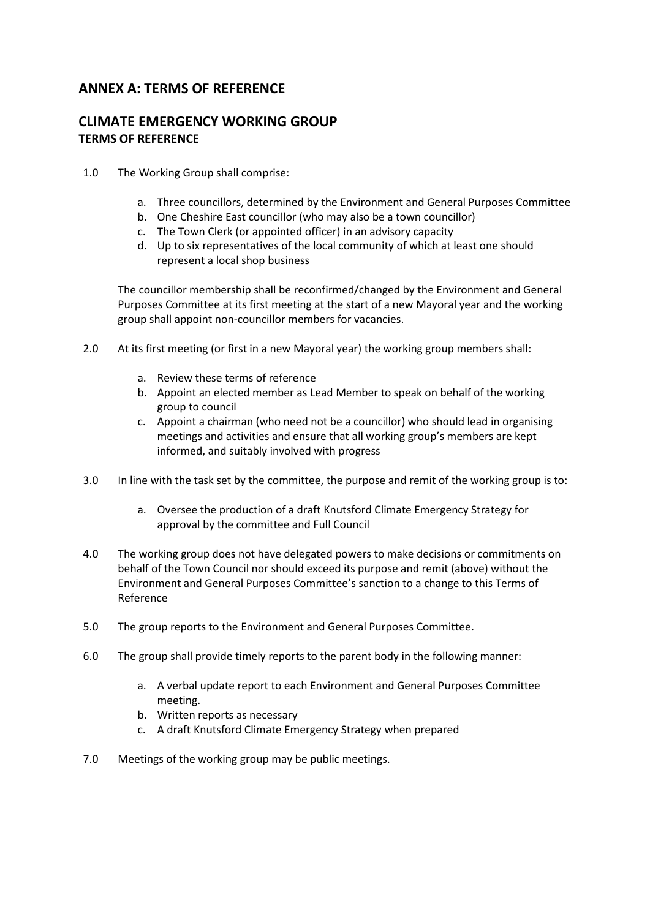## ANNEX A: TERMS OF REFERENCE

## CLIMATE EMERGENCY WORKING GROUP

**TERMS OF REFERENCE**

1.0 The Working Group shall comprise:

   a. Three councillors, determined by the Environment and General Purposes Committee
   b. One Cheshire East councillor (who may also be a town councillor)
   c. The Town Clerk (or appointed officer) in an advisory capacity
   d. Up to six representatives of the local community of which at least one should represent a local shop business

   The councillor membership shall be reconfirmed/changed by the Environment and General Purposes Committee at its first meeting at the start of a new Mayoral year and the working group shall appoint non-councillor members for vacancies.

2.0 At its first meeting (or first in a new Mayoral year) the working group members shall:

   a. Review these terms of reference
   b. Appoint an elected member as Lead Member to speak on behalf of the working group to council
   c. Appoint a chairman (who need not be a councillor) who should lead in organising meetings and activities and ensure that all working group's members are kept informed, and suitably involved with progress

3.0 In line with the task set by the committee, the purpose and remit of the working group is to:

   a. Oversee the production of a draft Knutsford Climate Emergency Strategy for approval by the committee and Full Council

4.0 The working group does not have delegated powers to make decisions or commitments on behalf of the Town Council nor should exceed its purpose and remit (above) without the Environment and General Purposes Committee's sanction to a change to this Terms of Reference

5.0 The group reports to the Environment and General Purposes Committee.

6.0 The group shall provide timely reports to the parent body in the following manner:

   a. A verbal update report to each Environment and General Purposes Committee meeting.
   b. Written reports as necessary
   c. A draft Knutsford Climate Emergency Strategy when prepared

7.0 Meetings of the working group may be public meetings.